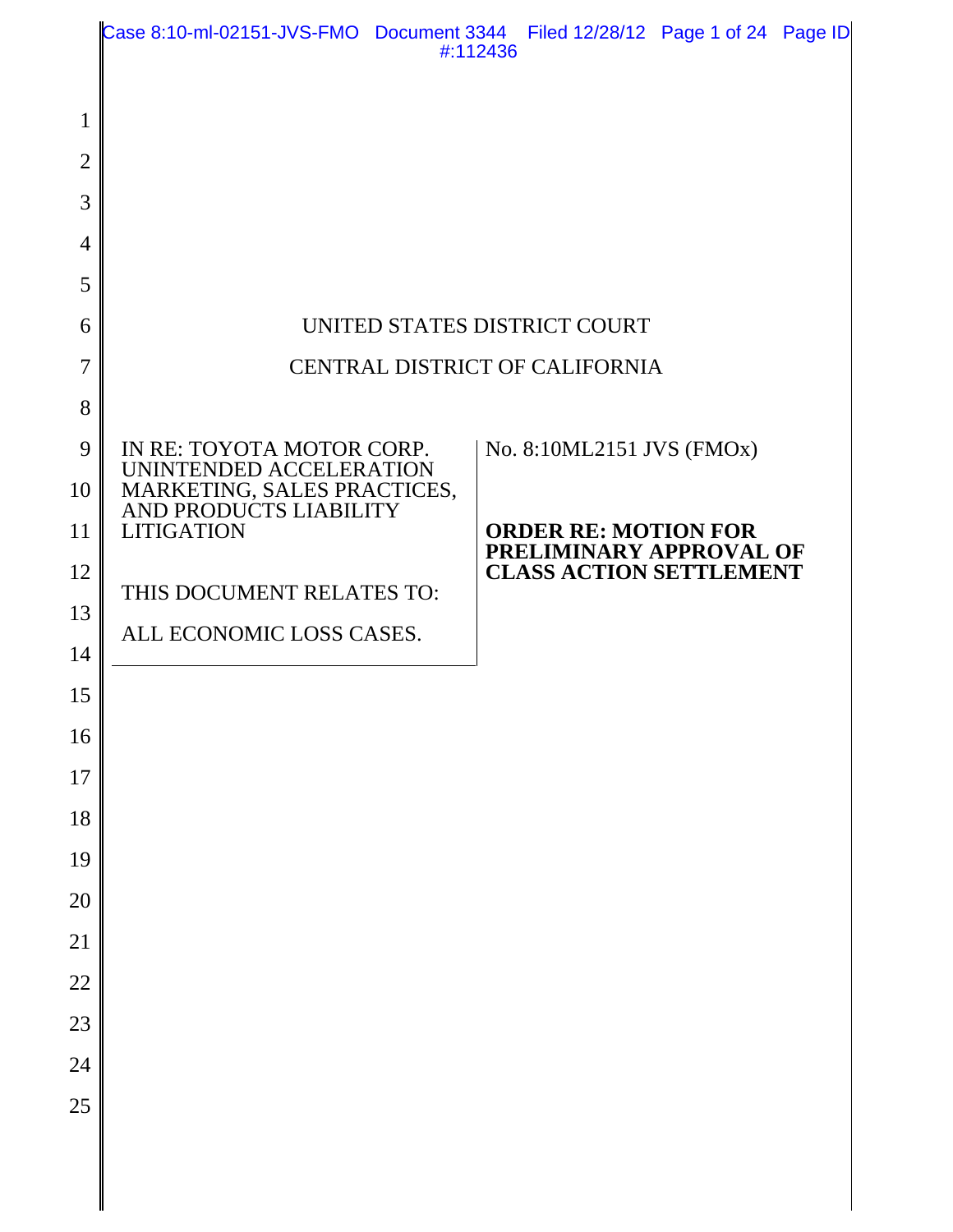UNITED STATES DISTRICT COURT

CENTRAL DISTRICT OF CALIFORNIA

| | |
|---|---|
| IN RE: TOYOTA MOTOR CORP. UNINTENDED ACCELERATION MARKETING, SALES PRACTICES, AND PRODUCTS LIABILITY LITIGATION<br><br>THIS DOCUMENT RELATES TO:<br><br>ALL ECONOMIC LOSS CASES. | No. 8:10ML2151 JVS (FMOx)<br><br>**ORDER RE: MOTION FOR PRELIMINARY APPROVAL OF CLASS ACTION SETTLEMENT** |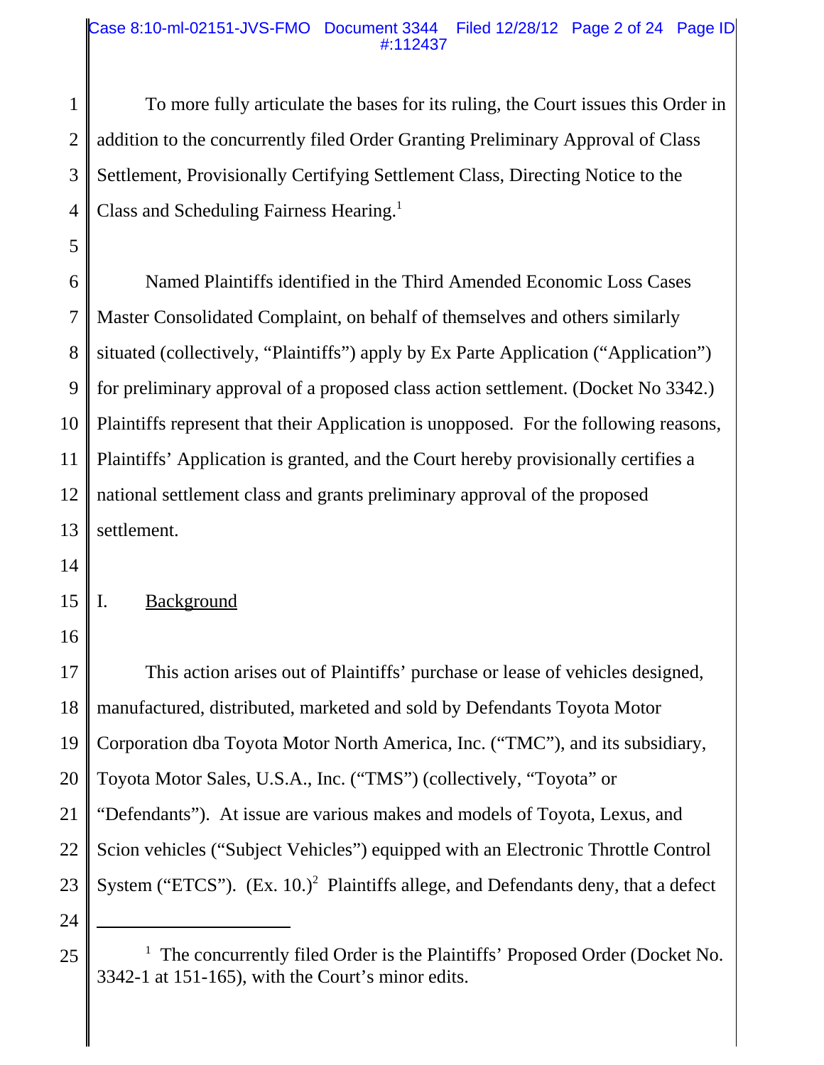To more fully articulate the bases for its ruling, the Court issues this Order in addition to the concurrently filed Order Granting Preliminary Approval of Class Settlement, Provisionally Certifying Settlement Class, Directing Notice to the Class and Scheduling Fairness Hearing.[1]

Named Plaintiffs identified in the Third Amended Economic Loss Cases Master Consolidated Complaint, on behalf of themselves and others similarly situated (collectively, "Plaintiffs") apply by Ex Parte Application ("Application") for preliminary approval of a proposed class action settlement. (Docket No 3342.) Plaintiffs represent that their Application is unopposed. For the following reasons, Plaintiffs' Application is granted, and the Court hereby provisionally certifies a national settlement class and grants preliminary approval of the proposed settlement.

## I. Background

This action arises out of Plaintiffs' purchase or lease of vehicles designed, manufactured, distributed, marketed and sold by Defendants Toyota Motor Corporation dba Toyota Motor North America, Inc. ("TMC"), and its subsidiary, Toyota Motor Sales, U.S.A., Inc. ("TMS") (collectively, "Toyota" or "Defendants"). At issue are various makes and models of Toyota, Lexus, and Scion vehicles ("Subject Vehicles") equipped with an Electronic Throttle Control System ("ETCS"). (Ex. 10.)[2] Plaintiffs allege, and Defendants deny, that a defect

---

[1] The concurrently filed Order is the Plaintiffs' Proposed Order (Docket No. 3342-1 at 151-165), with the Court's minor edits.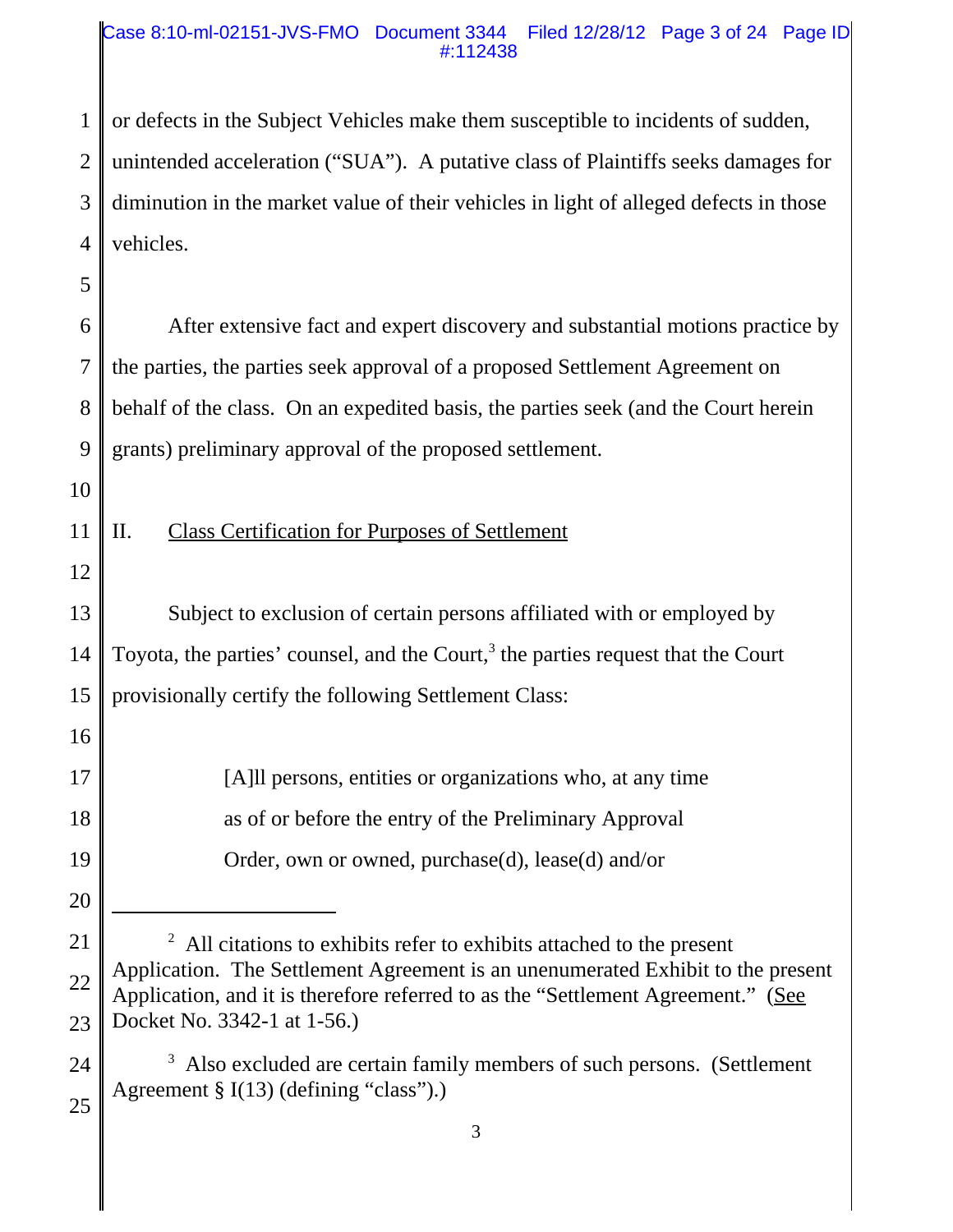or defects in the Subject Vehicles make them susceptible to incidents of sudden, unintended acceleration ("SUA"). A putative class of Plaintiffs seeks damages for diminution in the market value of their vehicles in light of alleged defects in those vehicles.

After extensive fact and expert discovery and substantial motions practice by the parties, the parties seek approval of a proposed Settlement Agreement on behalf of the class. On an expedited basis, the parties seek (and the Court herein grants) preliminary approval of the proposed settlement.

## II. Class Certification for Purposes of Settlement

Subject to exclusion of certain persons affiliated with or employed by Toyota, the parties' counsel, and the Court,[3] the parties request that the Court provisionally certify the following Settlement Class:

> [A]ll persons, entities or organizations who, at any time as of or before the entry of the Preliminary Approval Order, own or owned, purchase(d), lease(d) and/or

---

[2] All citations to exhibits refer to exhibits attached to the present Application. The Settlement Agreement is an unenumerated Exhibit to the present Application, and it is therefore referred to as the "Settlement Agreement." (See Docket No. 3342-1 at 1-56.)

[3] Also excluded are certain family members of such persons. (Settlement Agreement § I(13) (defining "class").)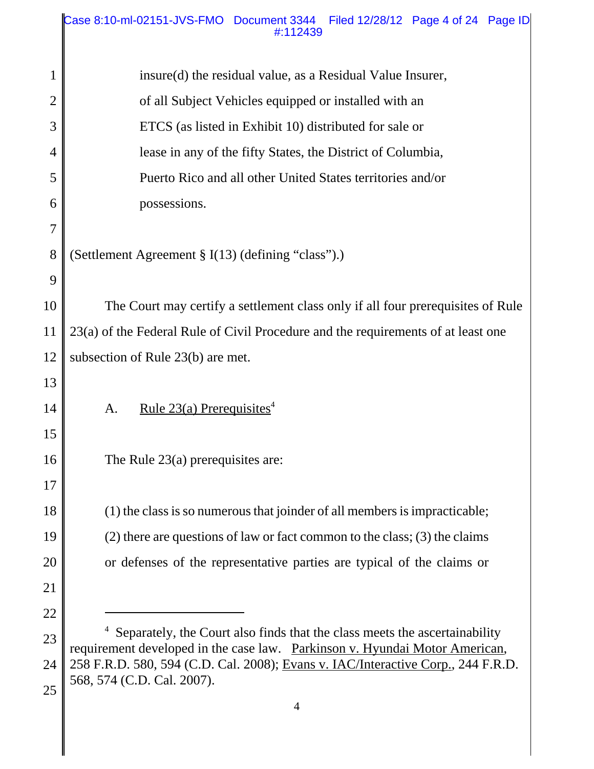insure(d) the residual value, as a Residual Value Insurer, of all Subject Vehicles equipped or installed with an ETCS (as listed in Exhibit 10) distributed for sale or lease in any of the fifty States, the District of Columbia, Puerto Rico and all other United States territories and/or possessions.

(Settlement Agreement § I(13) (defining "class").)

The Court may certify a settlement class only if all four prerequisites of Rule 23(a) of the Federal Rule of Civil Procedure and the requirements of at least one subsection of Rule 23(b) are met.

A. Rule 23(a) Prerequisites[4]

The Rule 23(a) prerequisites are:

(1) the class is so numerous that joinder of all members is impracticable; (2) there are questions of law or fact common to the class; (3) the claims or defenses of the representative parties are typical of the claims or

---

[4] Separately, the Court also finds that the class meets the ascertainability requirement developed in the case law. Parkinson v. Hyundai Motor American, 258 F.R.D. 580, 594 (C.D. Cal. 2008); Evans v. IAC/Interactive Corp., 244 F.R.D. 568, 574 (C.D. Cal. 2007).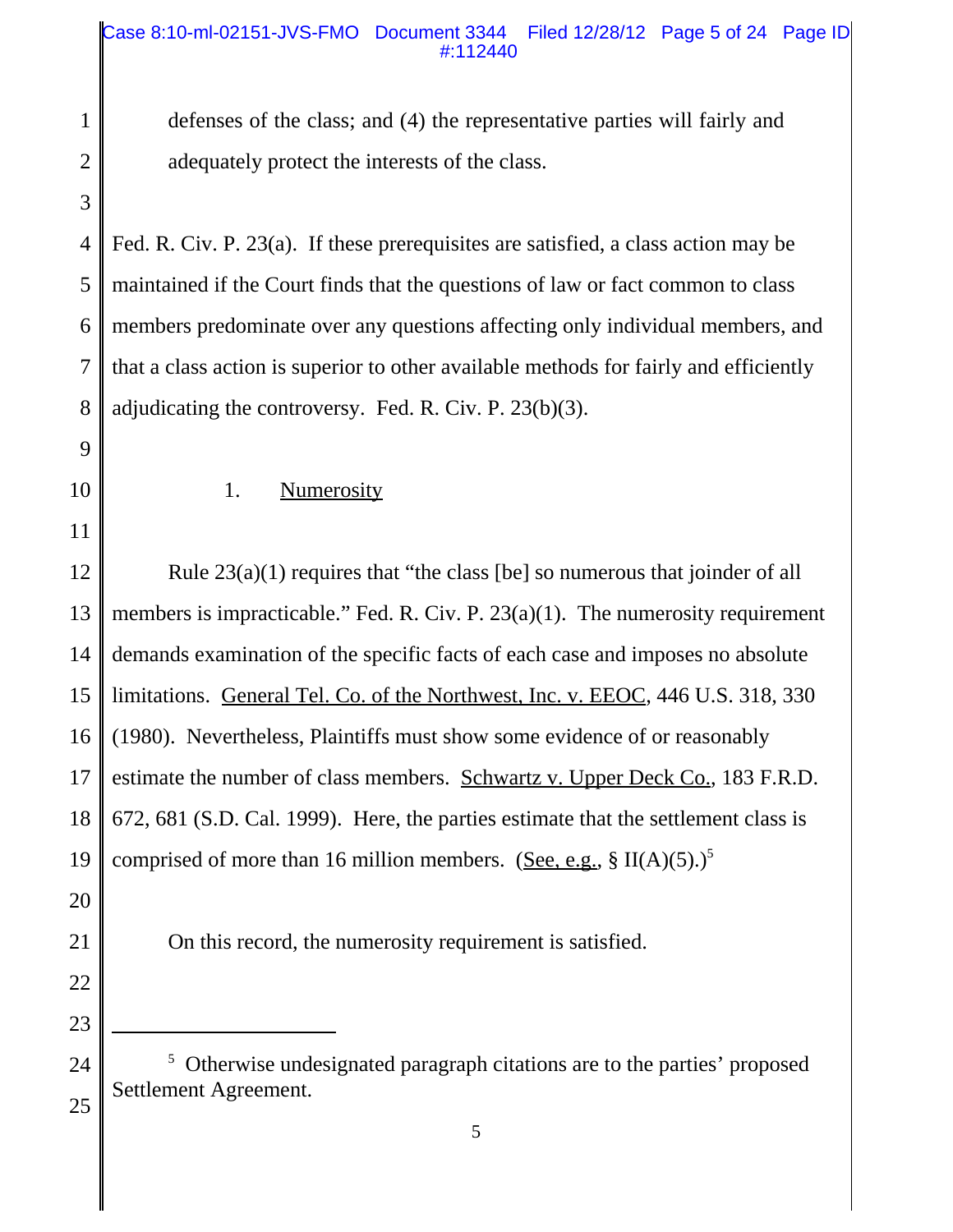defenses of the class; and (4) the representative parties will fairly and adequately protect the interests of the class.

Fed. R. Civ. P. 23(a). If these prerequisites are satisfied, a class action may be maintained if the Court finds that the questions of law or fact common to class members predominate over any questions affecting only individual members, and that a class action is superior to other available methods for fairly and efficiently adjudicating the controversy. Fed. R. Civ. P. 23(b)(3).

1. Numerosity

Rule 23(a)(1) requires that "the class [be] so numerous that joinder of all members is impracticable." Fed. R. Civ. P. 23(a)(1). The numerosity requirement demands examination of the specific facts of each case and imposes no absolute limitations. General Tel. Co. of the Northwest, Inc. v. EEOC, 446 U.S. 318, 330 (1980). Nevertheless, Plaintiffs must show some evidence of or reasonably estimate the number of class members. Schwartz v. Upper Deck Co., 183 F.R.D. 672, 681 (S.D. Cal. 1999). Here, the parties estimate that the settlement class is comprised of more than 16 million members. (See, e.g., § II(A)(5).)[5]

On this record, the numerosity requirement is satisfied.

---

[5] Otherwise undesignated paragraph citations are to the parties' proposed Settlement Agreement.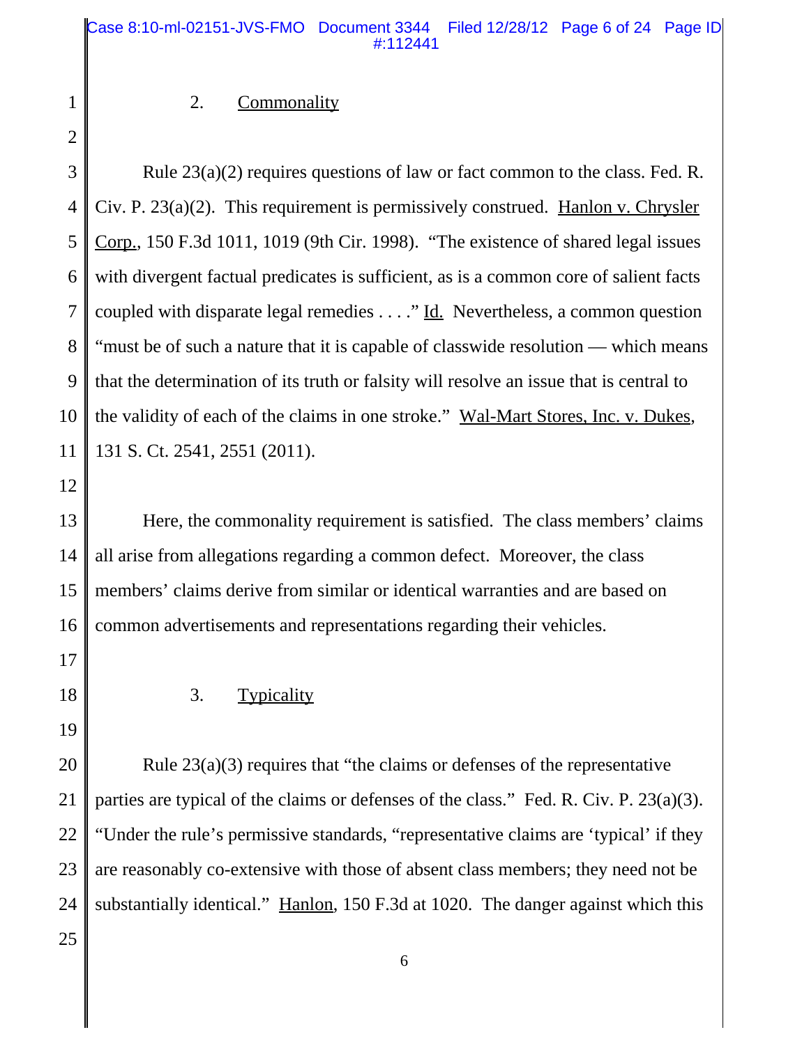2. Commonality

Rule 23(a)(2) requires questions of law or fact common to the class. Fed. R. Civ. P. 23(a)(2). This requirement is permissively construed. Hanlon v. Chrysler Corp., 150 F.3d 1011, 1019 (9th Cir. 1998). "The existence of shared legal issues with divergent factual predicates is sufficient, as is a common core of salient facts coupled with disparate legal remedies . . . ." Id. Nevertheless, a common question "must be of such a nature that it is capable of classwide resolution — which means that the determination of its truth or falsity will resolve an issue that is central to the validity of each of the claims in one stroke." Wal-Mart Stores, Inc. v. Dukes, 131 S. Ct. 2541, 2551 (2011).

Here, the commonality requirement is satisfied. The class members' claims all arise from allegations regarding a common defect. Moreover, the class members' claims derive from similar or identical warranties and are based on common advertisements and representations regarding their vehicles.

3. Typicality

Rule 23(a)(3) requires that "the claims or defenses of the representative parties are typical of the claims or defenses of the class." Fed. R. Civ. P. 23(a)(3). "Under the rule's permissive standards, "representative claims are 'typical' if they are reasonably co-extensive with those of absent class members; they need not be substantially identical." Hanlon, 150 F.3d at 1020. The danger against which this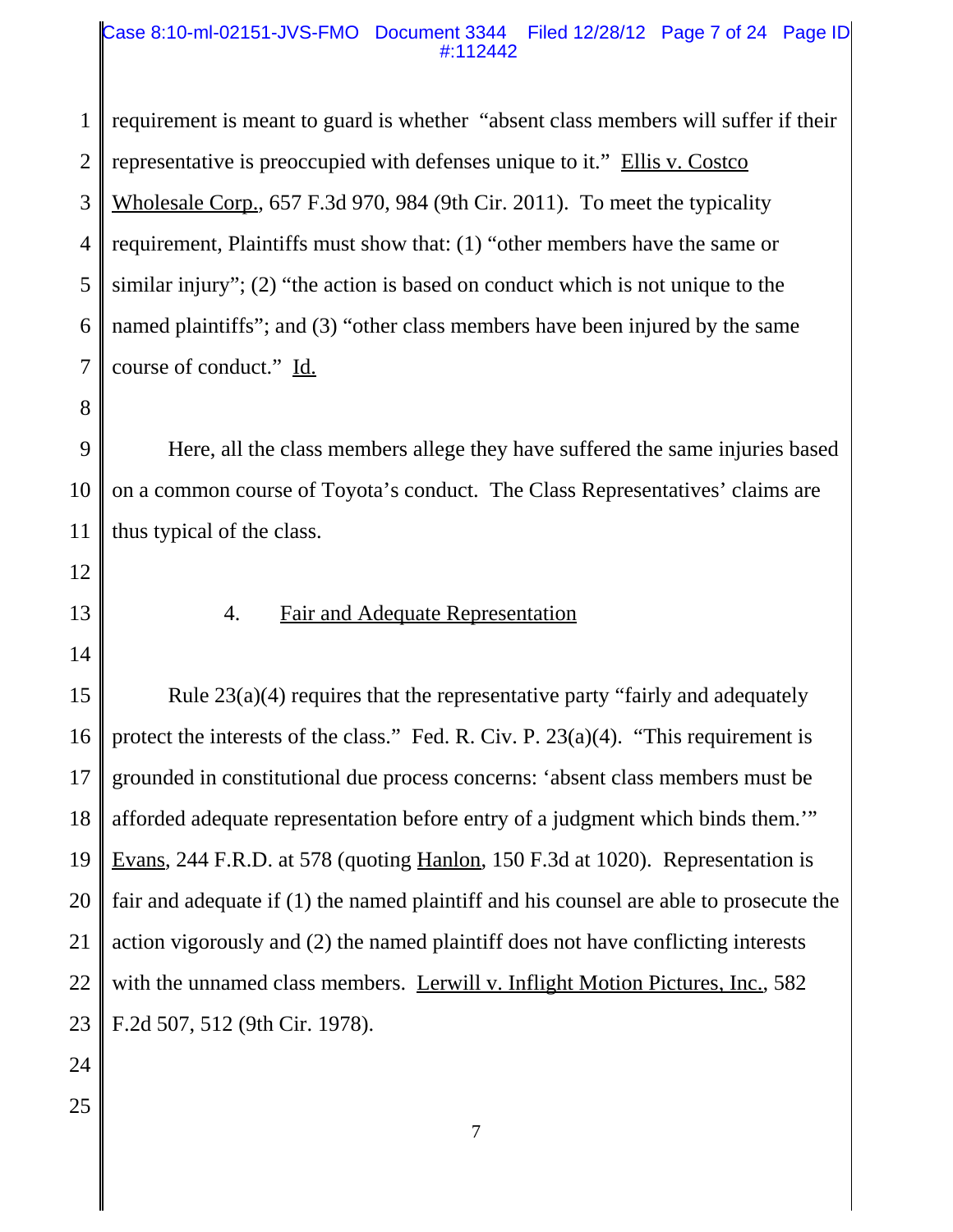requirement is meant to guard is whether "absent class members will suffer if their representative is preoccupied with defenses unique to it." Ellis v. Costco Wholesale Corp., 657 F.3d 970, 984 (9th Cir. 2011). To meet the typicality requirement, Plaintiffs must show that: (1) "other members have the same or similar injury"; (2) "the action is based on conduct which is not unique to the named plaintiffs"; and (3) "other class members have been injured by the same course of conduct." Id.

Here, all the class members allege they have suffered the same injuries based on a common course of Toyota's conduct. The Class Representatives' claims are thus typical of the class.

4. Fair and Adequate Representation

Rule 23(a)(4) requires that the representative party "fairly and adequately protect the interests of the class." Fed. R. Civ. P. 23(a)(4). "This requirement is grounded in constitutional due process concerns: 'absent class members must be afforded adequate representation before entry of a judgment which binds them.'" Evans, 244 F.R.D. at 578 (quoting Hanlon, 150 F.3d at 1020). Representation is fair and adequate if (1) the named plaintiff and his counsel are able to prosecute the action vigorously and (2) the named plaintiff does not have conflicting interests with the unnamed class members. Lerwill v. Inflight Motion Pictures, Inc., 582 F.2d 507, 512 (9th Cir. 1978).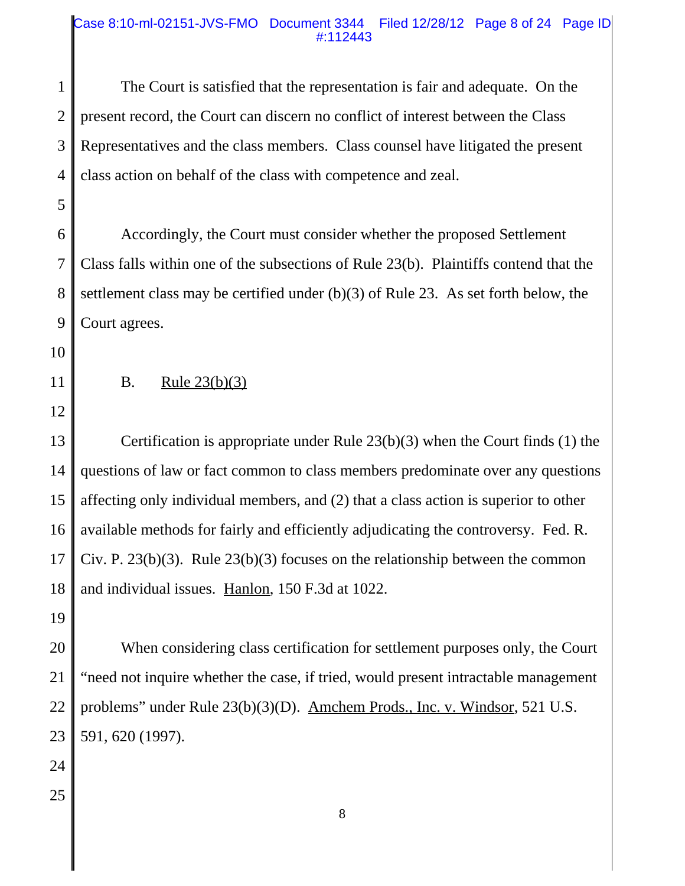The Court is satisfied that the representation is fair and adequate. On the present record, the Court can discern no conflict of interest between the Class Representatives and the class members. Class counsel have litigated the present class action on behalf of the class with competence and zeal.

Accordingly, the Court must consider whether the proposed Settlement Class falls within one of the subsections of Rule 23(b). Plaintiffs contend that the settlement class may be certified under (b)(3) of Rule 23. As set forth below, the Court agrees.

### B. Rule 23(b)(3)

Certification is appropriate under Rule 23(b)(3) when the Court finds (1) the questions of law or fact common to class members predominate over any questions affecting only individual members, and (2) that a class action is superior to other available methods for fairly and efficiently adjudicating the controversy. Fed. R. Civ. P. 23(b)(3). Rule 23(b)(3) focuses on the relationship between the common and individual issues. Hanlon, 150 F.3d at 1022.

When considering class certification for settlement purposes only, the Court "need not inquire whether the case, if tried, would present intractable management problems" under Rule 23(b)(3)(D). Amchem Prods., Inc. v. Windsor, 521 U.S. 591, 620 (1997).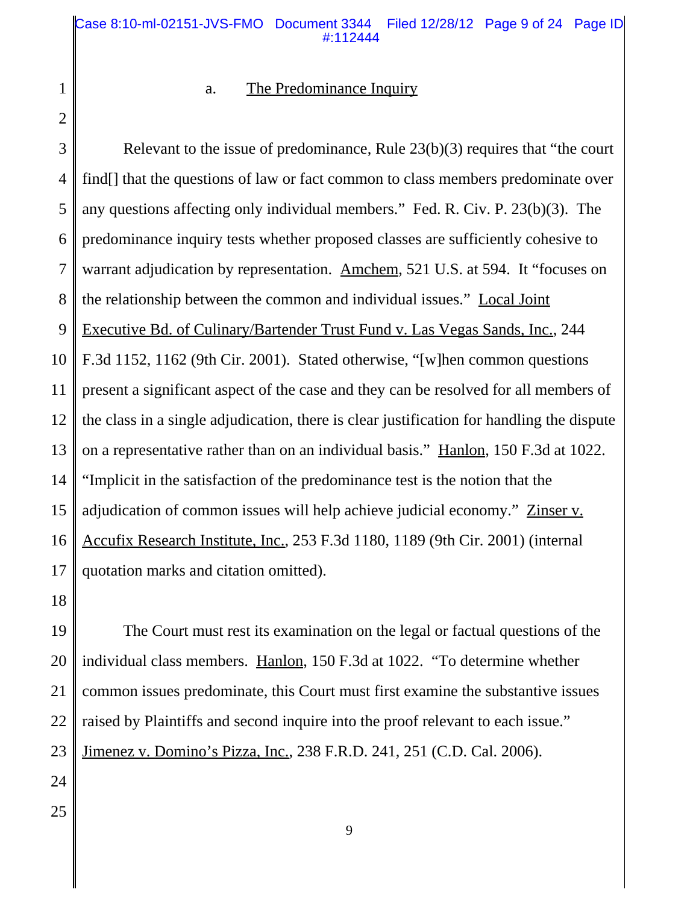a. The Predominance Inquiry

Relevant to the issue of predominance, Rule 23(b)(3) requires that "the court find[] that the questions of law or fact common to class members predominate over any questions affecting only individual members." Fed. R. Civ. P. 23(b)(3). The predominance inquiry tests whether proposed classes are sufficiently cohesive to warrant adjudication by representation. Amchem, 521 U.S. at 594. It "focuses on the relationship between the common and individual issues." Local Joint Executive Bd. of Culinary/Bartender Trust Fund v. Las Vegas Sands, Inc., 244 F.3d 1152, 1162 (9th Cir. 2001). Stated otherwise, "[w]hen common questions present a significant aspect of the case and they can be resolved for all members of the class in a single adjudication, there is clear justification for handling the dispute on a representative rather than on an individual basis." Hanlon, 150 F.3d at 1022. "Implicit in the satisfaction of the predominance test is the notion that the adjudication of common issues will help achieve judicial economy." Zinser v. Accufix Research Institute, Inc., 253 F.3d 1180, 1189 (9th Cir. 2001) (internal quotation marks and citation omitted).

The Court must rest its examination on the legal or factual questions of the individual class members. Hanlon, 150 F.3d at 1022. "To determine whether common issues predominate, this Court must first examine the substantive issues raised by Plaintiffs and second inquire into the proof relevant to each issue." Jimenez v. Domino's Pizza, Inc., 238 F.R.D. 241, 251 (C.D. Cal. 2006).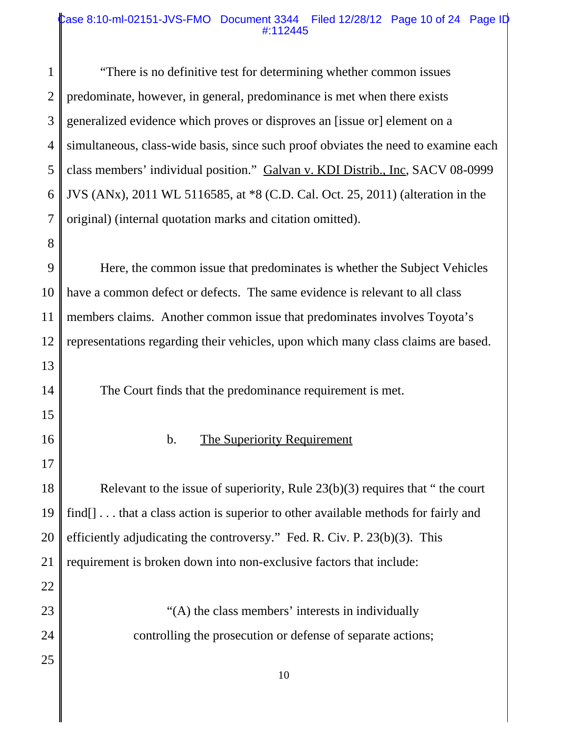"There is no definitive test for determining whether common issues predominate, however, in general, predominance is met when there exists generalized evidence which proves or disproves an [issue or] element on a simultaneous, class-wide basis, since such proof obviates the need to examine each class members' individual position." Galvan v. KDI Distrib., Inc, SACV 08-0999 JVS (ANx), 2011 WL 5116585, at *8 (C.D. Cal. Oct. 25, 2011) (alteration in the original) (internal quotation marks and citation omitted).

Here, the common issue that predominates is whether the Subject Vehicles have a common defect or defects. The same evidence is relevant to all class members claims. Another common issue that predominates involves Toyota's representations regarding their vehicles, upon which many class claims are based.

The Court finds that the predominance requirement is met.

b. The Superiority Requirement

Relevant to the issue of superiority, Rule 23(b)(3) requires that " the court find[] . . . that a class action is superior to other available methods for fairly and efficiently adjudicating the controversy." Fed. R. Civ. P. 23(b)(3). This requirement is broken down into non-exclusive factors that include:

> "(A) the class members' interests in individually controlling the prosecution or defense of separate actions;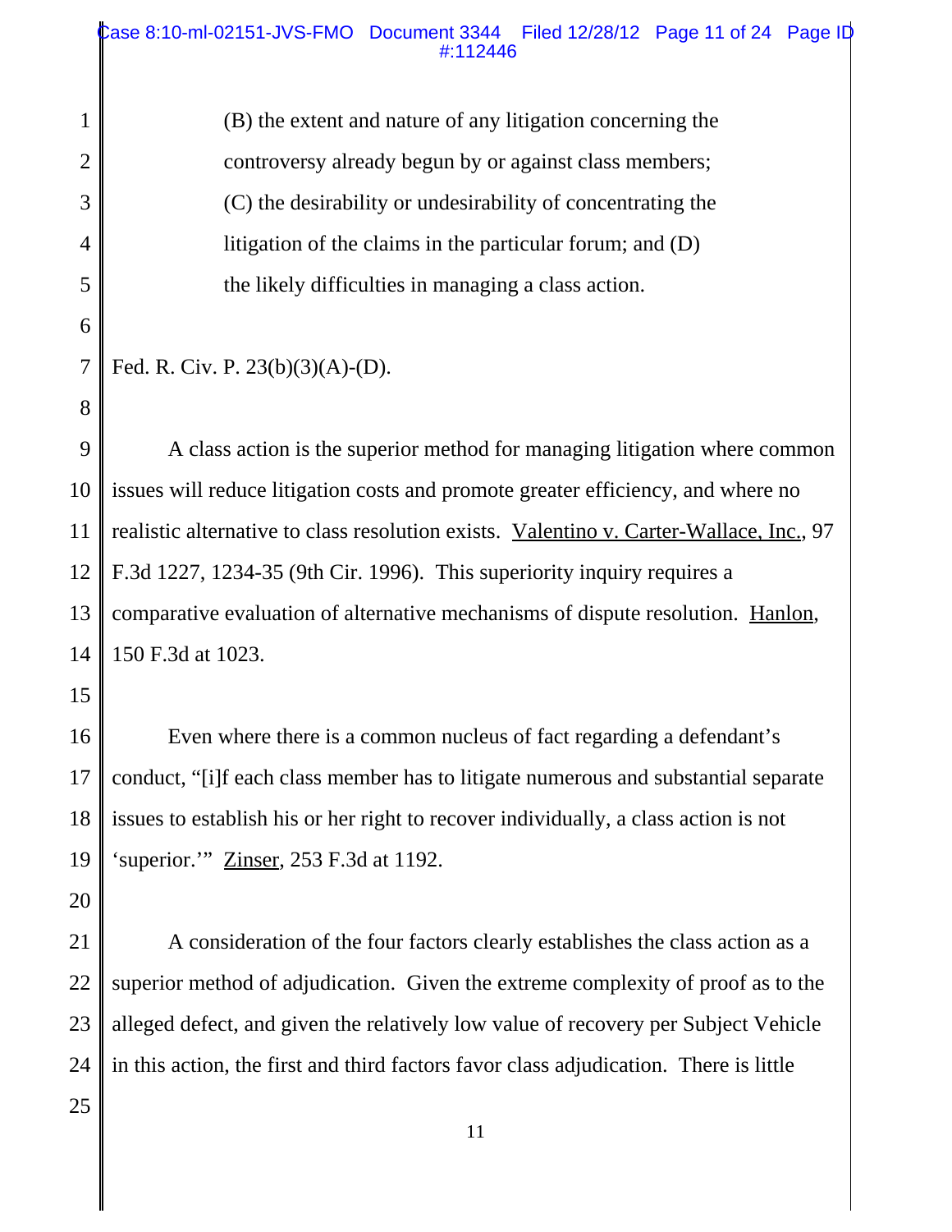> (B) the extent and nature of any litigation concerning the controversy already begun by or against class members; (C) the desirability or undesirability of concentrating the litigation of the claims in the particular forum; and (D) the likely difficulties in managing a class action.

Fed. R. Civ. P. 23(b)(3)(A)-(D).

A class action is the superior method for managing litigation where common issues will reduce litigation costs and promote greater efficiency, and where no realistic alternative to class resolution exists. Valentino v. Carter-Wallace, Inc., 97 F.3d 1227, 1234-35 (9th Cir. 1996). This superiority inquiry requires a comparative evaluation of alternative mechanisms of dispute resolution. Hanlon, 150 F.3d at 1023.

Even where there is a common nucleus of fact regarding a defendant's conduct, "[i]f each class member has to litigate numerous and substantial separate issues to establish his or her right to recover individually, a class action is not 'superior.'" Zinser, 253 F.3d at 1192.

A consideration of the four factors clearly establishes the class action as a superior method of adjudication. Given the extreme complexity of proof as to the alleged defect, and given the relatively low value of recovery per Subject Vehicle in this action, the first and third factors favor class adjudication. There is little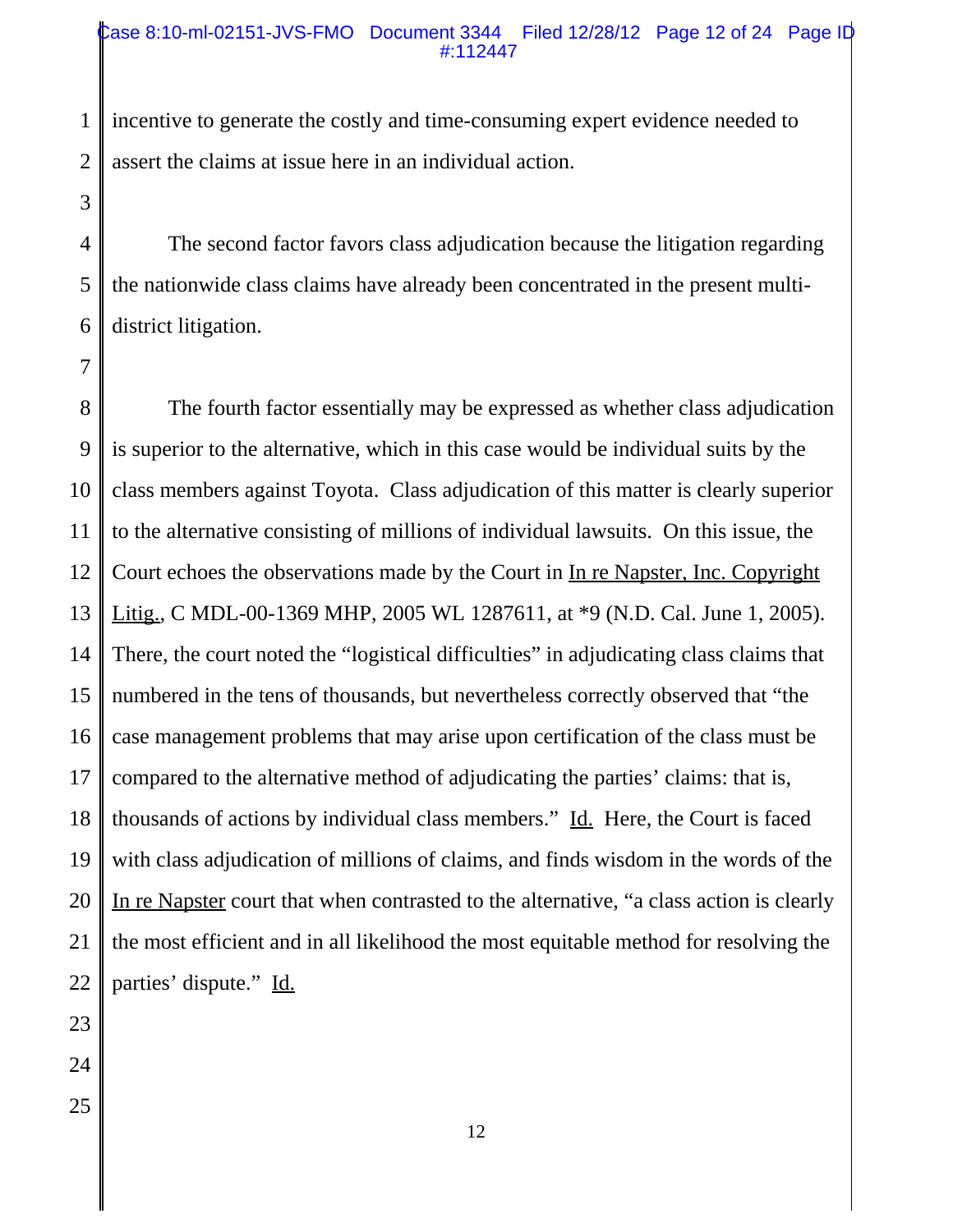incentive to generate the costly and time-consuming expert evidence needed to assert the claims at issue here in an individual action.

The second factor favors class adjudication because the litigation regarding the nationwide class claims have already been concentrated in the present multi-district litigation.

The fourth factor essentially may be expressed as whether class adjudication is superior to the alternative, which in this case would be individual suits by the class members against Toyota. Class adjudication of this matter is clearly superior to the alternative consisting of millions of individual lawsuits. On this issue, the Court echoes the observations made by the Court in In re Napster, Inc. Copyright Litig., C MDL-00-1369 MHP, 2005 WL 1287611, at *9 (N.D. Cal. June 1, 2005). There, the court noted the "logistical difficulties" in adjudicating class claims that numbered in the tens of thousands, but nevertheless correctly observed that "the case management problems that may arise upon certification of the class must be compared to the alternative method of adjudicating the parties' claims: that is, thousands of actions by individual class members." Id. Here, the Court is faced with class adjudication of millions of claims, and finds wisdom in the words of the In re Napster court that when contrasted to the alternative, "a class action is clearly the most efficient and in all likelihood the most equitable method for resolving the parties' dispute." Id.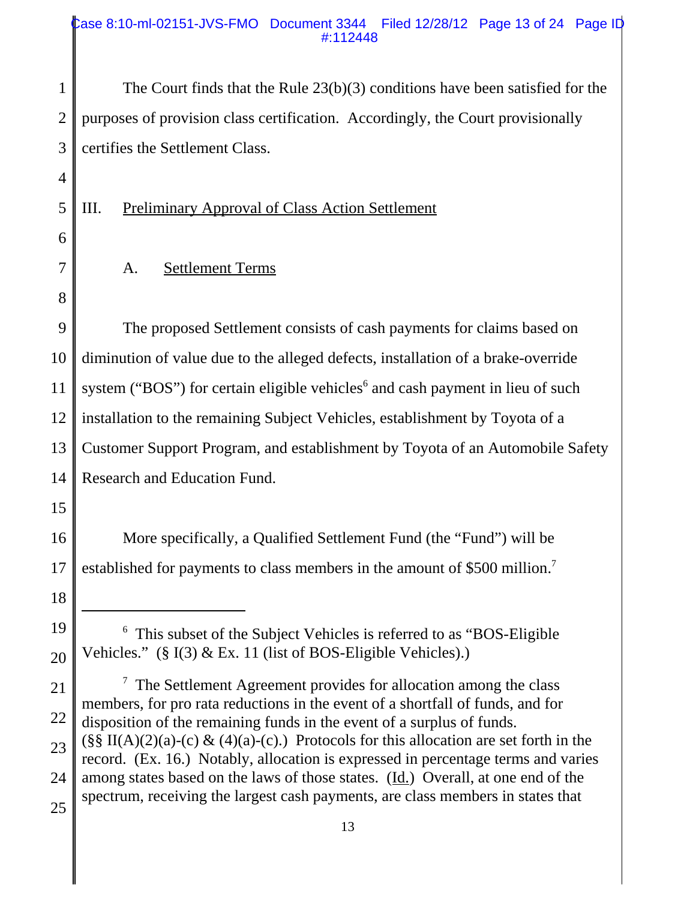The Court finds that the Rule 23(b)(3) conditions have been satisfied for the purposes of provision class certification. Accordingly, the Court provisionally certifies the Settlement Class.

## III. Preliminary Approval of Class Action Settlement

### A. Settlement Terms

The proposed Settlement consists of cash payments for claims based on diminution of value due to the alleged defects, installation of a brake-override system ("BOS") for certain eligible vehicles[6] and cash payment in lieu of such installation to the remaining Subject Vehicles, establishment by Toyota of a Customer Support Program, and establishment by Toyota of an Automobile Safety Research and Education Fund.

More specifically, a Qualified Settlement Fund (the "Fund") will be established for payments to class members in the amount of $500 million.[7]

---

[6] This subset of the Subject Vehicles is referred to as "BOS-Eligible Vehicles." (§ I(3) & Ex. 11 (list of BOS-Eligible Vehicles).)

[7] The Settlement Agreement provides for allocation among the class members, for pro rata reductions in the event of a shortfall of funds, and for disposition of the remaining funds in the event of a surplus of funds. (§§ II(A)(2)(a)-(c) & (4)(a)-(c).) Protocols for this allocation are set forth in the record. (Ex. 16.) Notably, allocation is expressed in percentage terms and varies among states based on the laws of those states. (Id.) Overall, at one end of the spectrum, receiving the largest cash payments, are class members in states that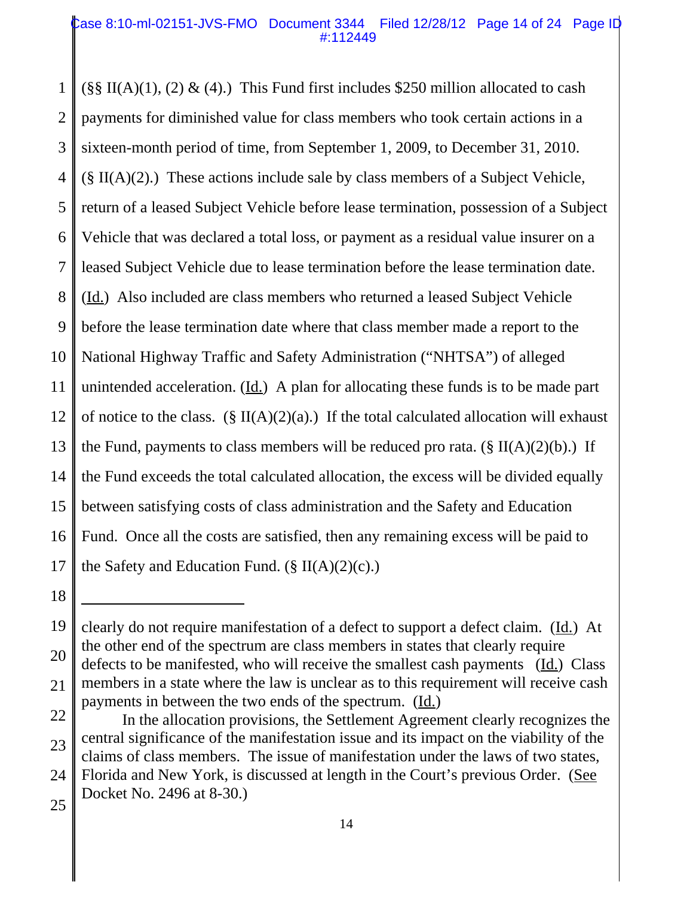(§§ II(A)(1), (2) & (4).) This Fund first includes $250 million allocated to cash payments for diminished value for class members who took certain actions in a sixteen-month period of time, from September 1, 2009, to December 31, 2010. (§ II(A)(2).) These actions include sale by class members of a Subject Vehicle, return of a leased Subject Vehicle before lease termination, possession of a Subject Vehicle that was declared a total loss, or payment as a residual value insurer on a leased Subject Vehicle due to lease termination before the lease termination date. (Id.) Also included are class members who returned a leased Subject Vehicle before the lease termination date where that class member made a report to the National Highway Traffic and Safety Administration ("NHTSA") of alleged unintended acceleration. (Id.) A plan for allocating these funds is to be made part of notice to the class. (§ II(A)(2)(a).) If the total calculated allocation will exhaust the Fund, payments to class members will be reduced pro rata. (§ II(A)(2)(b).) If the Fund exceeds the total calculated allocation, the excess will be divided equally between satisfying costs of class administration and the Safety and Education Fund. Once all the costs are satisfied, then any remaining excess will be paid to the Safety and Education Fund. (§ II(A)(2)(c).)

---

clearly do not require manifestation of a defect to support a defect claim. (Id.) At the other end of the spectrum are class members in states that clearly require defects to be manifested, who will receive the smallest cash payments (Id.) Class members in a state where the law is unclear as to this requirement will receive cash payments in between the two ends of the spectrum. (Id.)

In the allocation provisions, the Settlement Agreement clearly recognizes the central significance of the manifestation issue and its impact on the viability of the claims of class members. The issue of manifestation under the laws of two states, Florida and New York, is discussed at length in the Court's previous Order. (See Docket No. 2496 at 8-30.)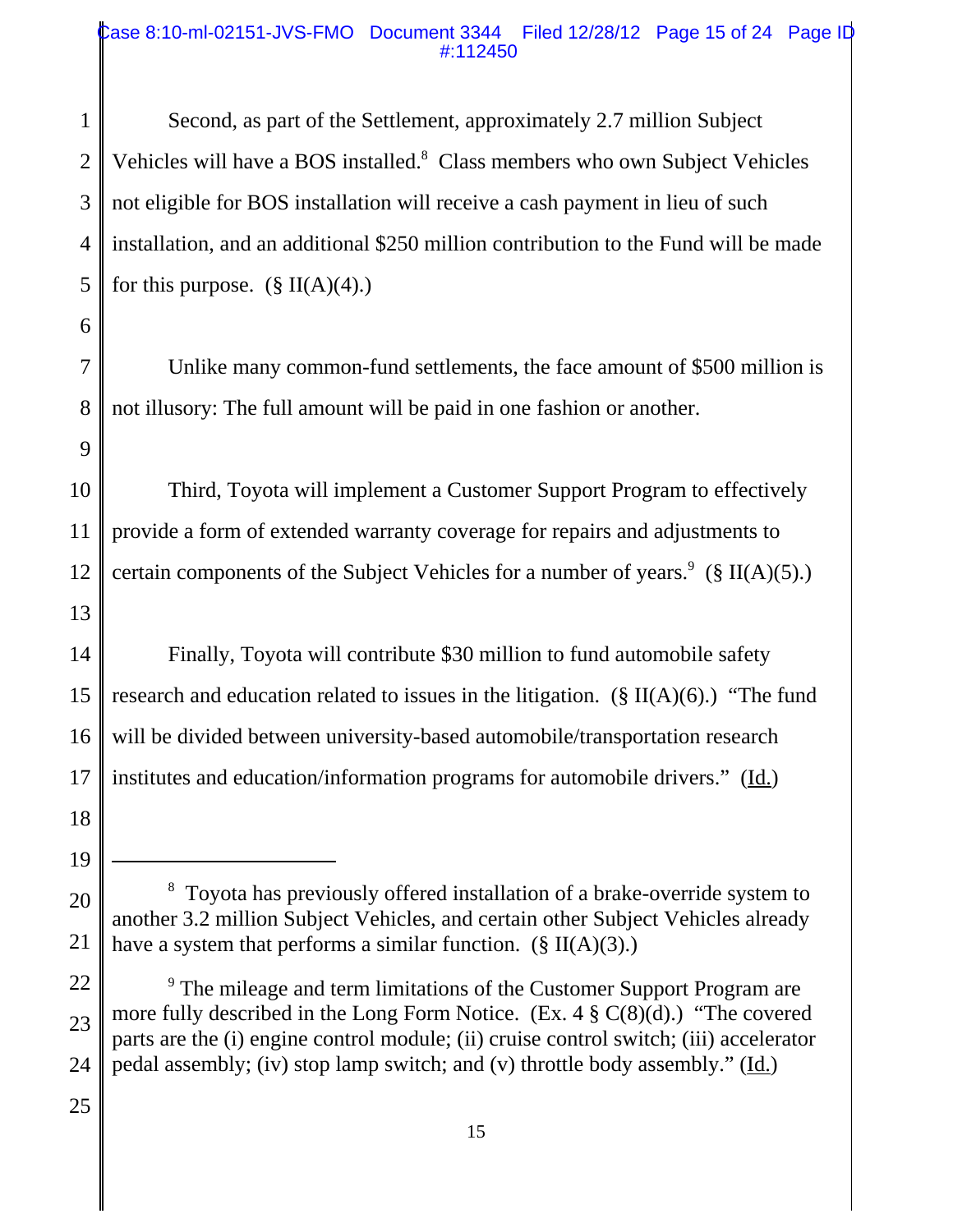Second, as part of the Settlement, approximately 2.7 million Subject Vehicles will have a BOS installed.[8] Class members who own Subject Vehicles not eligible for BOS installation will receive a cash payment in lieu of such installation, and an additional $250 million contribution to the Fund will be made for this purpose. (§ II(A)(4).)

Unlike many common-fund settlements, the face amount of $500 million is not illusory: The full amount will be paid in one fashion or another.

Third, Toyota will implement a Customer Support Program to effectively provide a form of extended warranty coverage for repairs and adjustments to certain components of the Subject Vehicles for a number of years.[9] (§ II(A)(5).)

Finally, Toyota will contribute $30 million to fund automobile safety research and education related to issues in the litigation. (§ II(A)(6).) "The fund will be divided between university-based automobile/transportation research institutes and education/information programs for automobile drivers." (Id.)

---

[8] Toyota has previously offered installation of a brake-override system to another 3.2 million Subject Vehicles, and certain other Subject Vehicles already have a system that performs a similar function. (§ II(A)(3).)

[9] The mileage and term limitations of the Customer Support Program are more fully described in the Long Form Notice. (Ex. 4 § C(8)(d).) "The covered parts are the (i) engine control module; (ii) cruise control switch; (iii) accelerator pedal assembly; (iv) stop lamp switch; and (v) throttle body assembly." (Id.)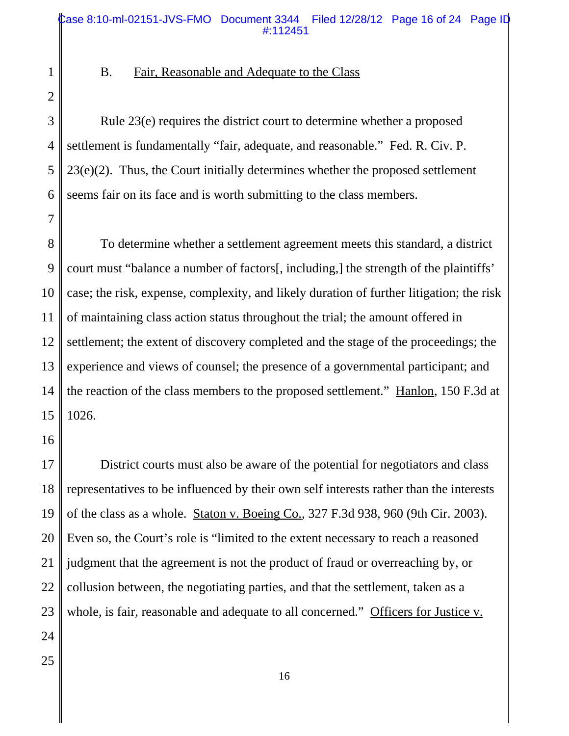### B. Fair, Reasonable and Adequate to the Class

Rule 23(e) requires the district court to determine whether a proposed settlement is fundamentally "fair, adequate, and reasonable." Fed. R. Civ. P. 23(e)(2). Thus, the Court initially determines whether the proposed settlement seems fair on its face and is worth submitting to the class members.

To determine whether a settlement agreement meets this standard, a district court must "balance a number of factors[, including,] the strength of the plaintiffs' case; the risk, expense, complexity, and likely duration of further litigation; the risk of maintaining class action status throughout the trial; the amount offered in settlement; the extent of discovery completed and the stage of the proceedings; the experience and views of counsel; the presence of a governmental participant; and the reaction of the class members to the proposed settlement." Hanlon, 150 F.3d at 1026.

District courts must also be aware of the potential for negotiators and class representatives to be influenced by their own self interests rather than the interests of the class as a whole. Staton v. Boeing Co., 327 F.3d 938, 960 (9th Cir. 2003). Even so, the Court's role is "limited to the extent necessary to reach a reasoned judgment that the agreement is not the product of fraud or overreaching by, or collusion between, the negotiating parties, and that the settlement, taken as a whole, is fair, reasonable and adequate to all concerned." Officers for Justice v.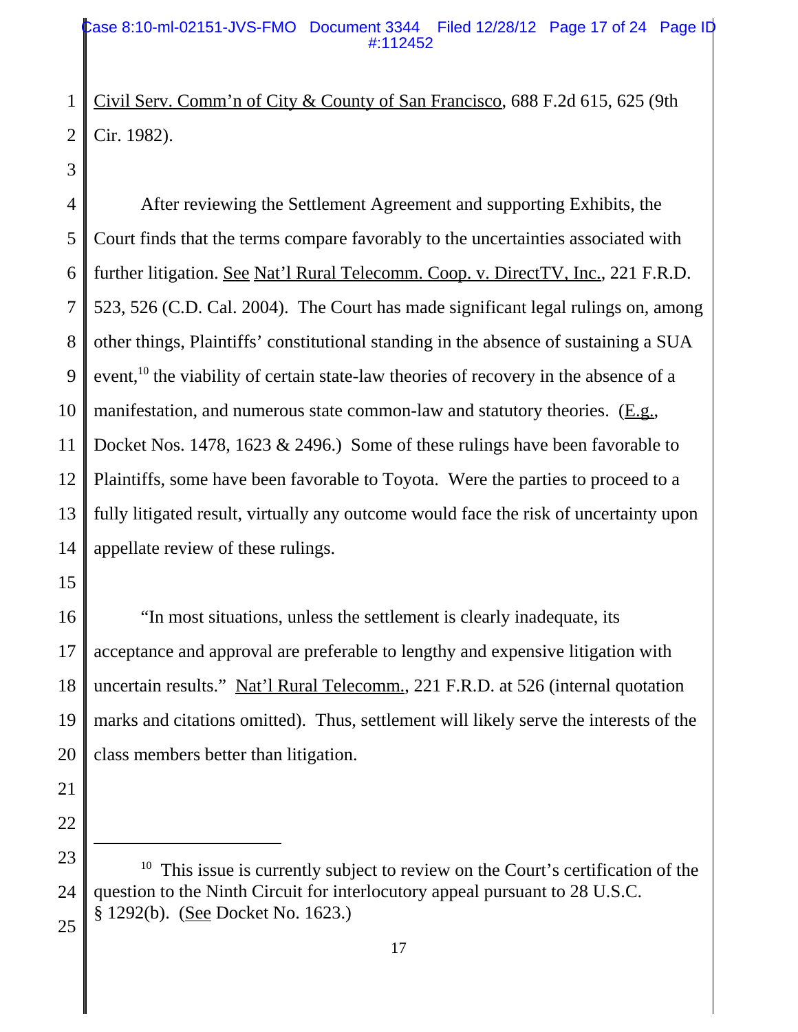Civil Serv. Comm'n of City & County of San Francisco, 688 F.2d 615, 625 (9th Cir. 1982).

After reviewing the Settlement Agreement and supporting Exhibits, the Court finds that the terms compare favorably to the uncertainties associated with further litigation. See Nat'l Rural Telecomm. Coop. v. DirectTV, Inc., 221 F.R.D. 523, 526 (C.D. Cal. 2004). The Court has made significant legal rulings on, among other things, Plaintiffs' constitutional standing in the absence of sustaining a SUA event,[10] the viability of certain state-law theories of recovery in the absence of a manifestation, and numerous state common-law and statutory theories. (E.g., Docket Nos. 1478, 1623 & 2496.) Some of these rulings have been favorable to Plaintiffs, some have been favorable to Toyota. Were the parties to proceed to a fully litigated result, virtually any outcome would face the risk of uncertainty upon appellate review of these rulings.

"In most situations, unless the settlement is clearly inadequate, its acceptance and approval are preferable to lengthy and expensive litigation with uncertain results." Nat'l Rural Telecomm., 221 F.R.D. at 526 (internal quotation marks and citations omitted). Thus, settlement will likely serve the interests of the class members better than litigation.

---

[10] This issue is currently subject to review on the Court's certification of the question to the Ninth Circuit for interlocutory appeal pursuant to 28 U.S.C. § 1292(b). (See Docket No. 1623.)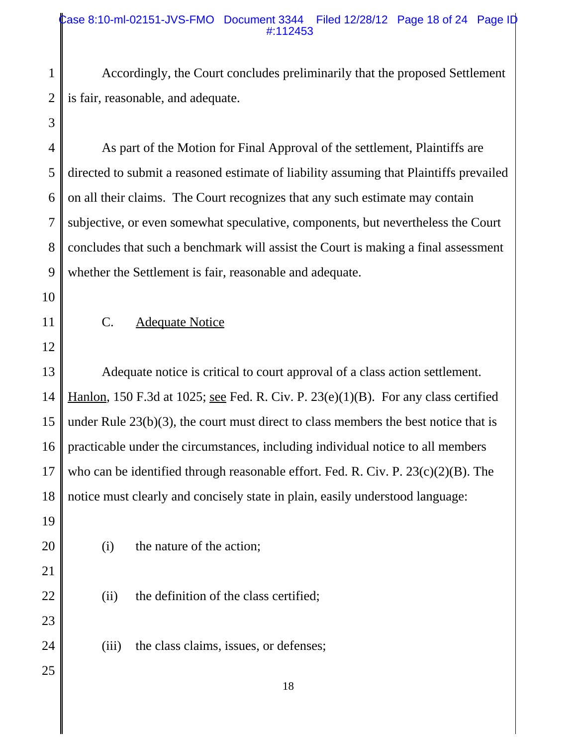Accordingly, the Court concludes preliminarily that the proposed Settlement is fair, reasonable, and adequate.

As part of the Motion for Final Approval of the settlement, Plaintiffs are directed to submit a reasoned estimate of liability assuming that Plaintiffs prevailed on all their claims. The Court recognizes that any such estimate may contain subjective, or even somewhat speculative, components, but nevertheless the Court concludes that such a benchmark will assist the Court is making a final assessment whether the Settlement is fair, reasonable and adequate.

C. Adequate Notice

Adequate notice is critical to court approval of a class action settlement. Hanlon, 150 F.3d at 1025; see Fed. R. Civ. P. 23(e)(1)(B). For any class certified under Rule 23(b)(3), the court must direct to class members the best notice that is practicable under the circumstances, including individual notice to all members who can be identified through reasonable effort. Fed. R. Civ. P. 23(c)(2)(B). The notice must clearly and concisely state in plain, easily understood language:

(i) the nature of the action;

(ii) the definition of the class certified;

(iii) the class claims, issues, or defenses;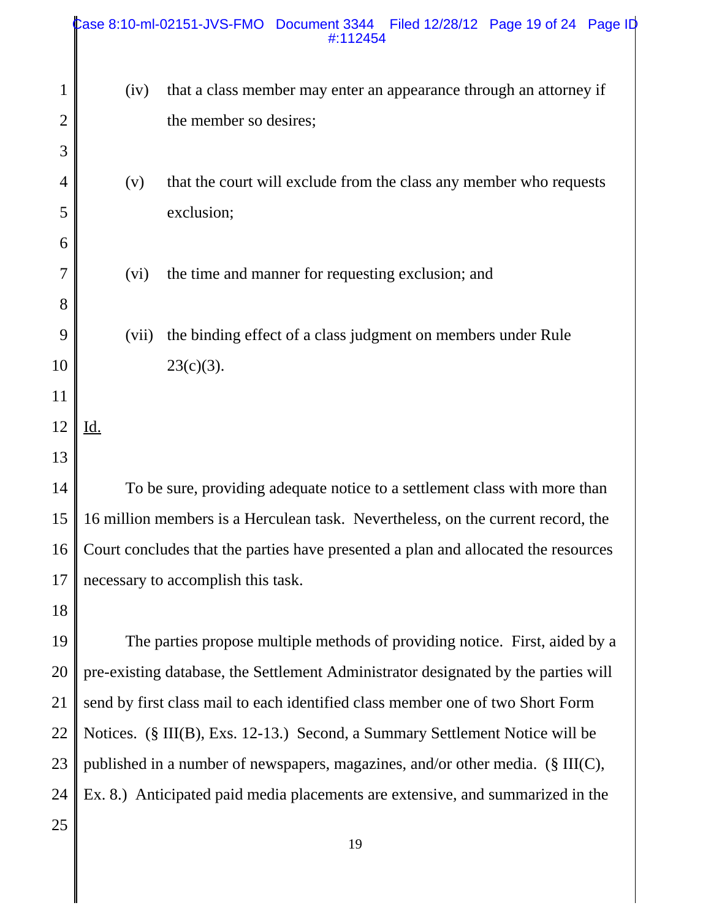(iv) that a class member may enter an appearance through an attorney if the member so desires;

(v) that the court will exclude from the class any member who requests exclusion;

(vi) the time and manner for requesting exclusion; and

(vii) the binding effect of a class judgment on members under Rule 23(c)(3).

Id.

To be sure, providing adequate notice to a settlement class with more than 16 million members is a Herculean task. Nevertheless, on the current record, the Court concludes that the parties have presented a plan and allocated the resources necessary to accomplish this task.

The parties propose multiple methods of providing notice. First, aided by a pre-existing database, the Settlement Administrator designated by the parties will send by first class mail to each identified class member one of two Short Form Notices. (§ III(B), Exs. 12-13.) Second, a Summary Settlement Notice will be published in a number of newspapers, magazines, and/or other media. (§ III(C), Ex. 8.) Anticipated paid media placements are extensive, and summarized in the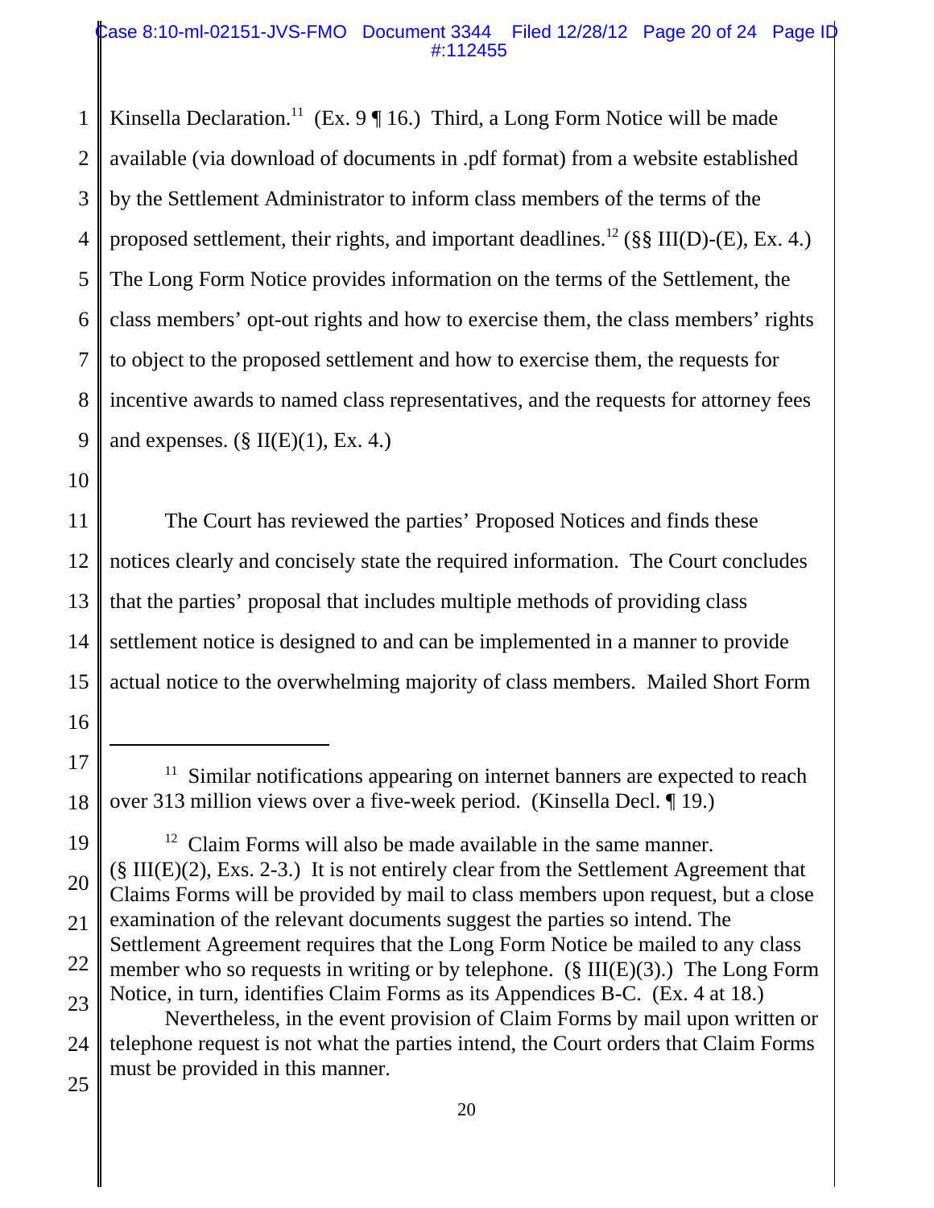Kinsella Declaration.[11] (Ex. 9 ¶ 16.) Third, a Long Form Notice will be made available (via download of documents in .pdf format) from a website established by the Settlement Administrator to inform class members of the terms of the proposed settlement, their rights, and important deadlines.[12] (§§ III(D)-(E), Ex. 4.) The Long Form Notice provides information on the terms of the Settlement, the class members' opt-out rights and how to exercise them, the class members' rights to object to the proposed settlement and how to exercise them, the requests for incentive awards to named class representatives, and the requests for attorney fees and expenses. (§ II(E)(1), Ex. 4.)

The Court has reviewed the parties' Proposed Notices and finds these notices clearly and concisely state the required information. The Court concludes that the parties' proposal that includes multiple methods of providing class settlement notice is designed to and can be implemented in a manner to provide actual notice to the overwhelming majority of class members. Mailed Short Form

---

[11] Similar notifications appearing on internet banners are expected to reach over 313 million views over a five-week period. (Kinsella Decl. ¶ 19.)

[12] Claim Forms will also be made available in the same manner. (§ III(E)(2), Exs. 2-3.) It is not entirely clear from the Settlement Agreement that Claims Forms will be provided by mail to class members upon request, but a close examination of the relevant documents suggest the parties so intend. The Settlement Agreement requires that the Long Form Notice be mailed to any class member who so requests in writing or by telephone. (§ III(E)(3).) The Long Form Notice, in turn, identifies Claim Forms as its Appendices B-C. (Ex. 4 at 18.)

Nevertheless, in the event provision of Claim Forms by mail upon written or telephone request is not what the parties intend, the Court orders that Claim Forms must be provided in this manner.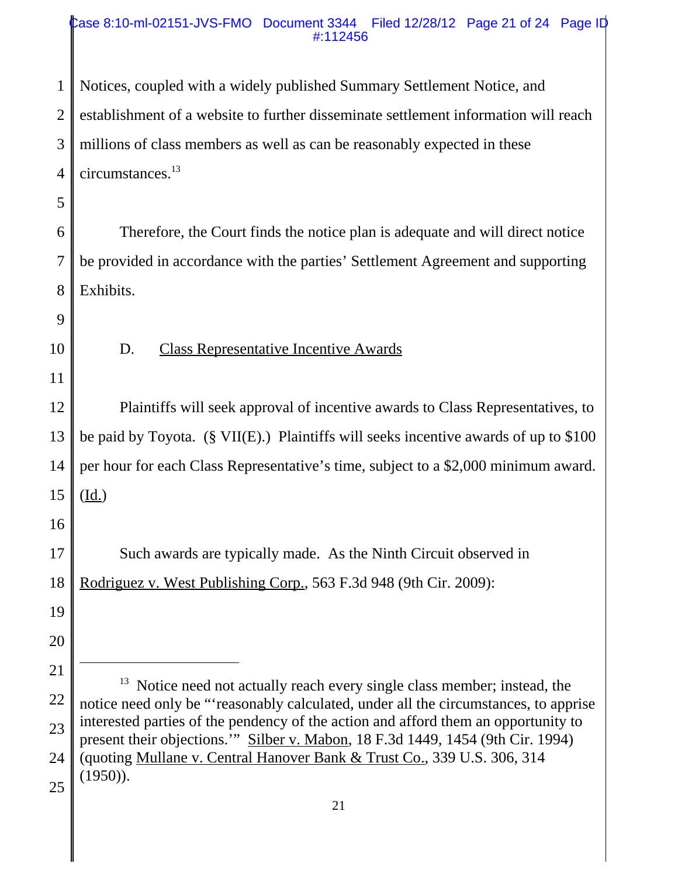Notices, coupled with a widely published Summary Settlement Notice, and establishment of a website to further disseminate settlement information will reach millions of class members as well as can be reasonably expected in these circumstances.[13]

Therefore, the Court finds the notice plan is adequate and will direct notice be provided in accordance with the parties' Settlement Agreement and supporting Exhibits.

D. Class Representative Incentive Awards

Plaintiffs will seek approval of incentive awards to Class Representatives, to be paid by Toyota. (§ VII(E).) Plaintiffs will seeks incentive awards of up to $100 per hour for each Class Representative's time, subject to a $2,000 minimum award. (Id.)

Such awards are typically made. As the Ninth Circuit observed in Rodriguez v. West Publishing Corp., 563 F.3d 948 (9th Cir. 2009):

---

[13] Notice need not actually reach every single class member; instead, the notice need only be "'reasonably calculated, under all the circumstances, to apprise interested parties of the pendency of the action and afford them an opportunity to present their objections.'" Silber v. Mabon, 18 F.3d 1449, 1454 (9th Cir. 1994) (quoting Mullane v. Central Hanover Bank & Trust Co., 339 U.S. 306, 314 (1950)).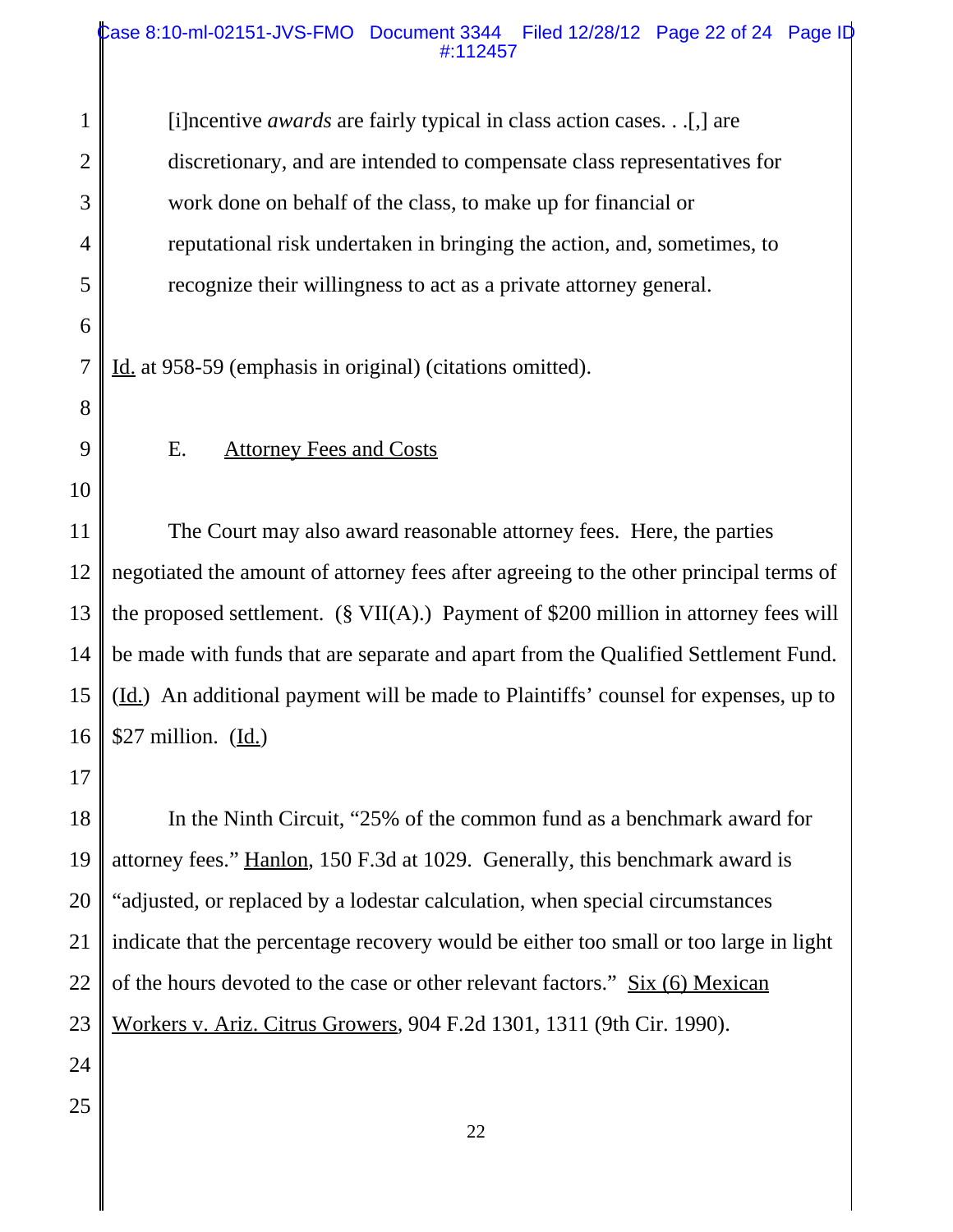> [i]ncentive *awards* are fairly typical in class action cases. . .[,] are discretionary, and are intended to compensate class representatives for work done on behalf of the class, to make up for financial or reputational risk undertaken in bringing the action, and, sometimes, to recognize their willingness to act as a private attorney general.

Id. at 958-59 (emphasis in original) (citations omitted).

E. Attorney Fees and Costs

The Court may also award reasonable attorney fees. Here, the parties negotiated the amount of attorney fees after agreeing to the other principal terms of the proposed settlement. (§ VII(A).) Payment of $200 million in attorney fees will be made with funds that are separate and apart from the Qualified Settlement Fund. (Id.) An additional payment will be made to Plaintiffs' counsel for expenses, up to $27 million. (Id.)

In the Ninth Circuit, "25% of the common fund as a benchmark award for attorney fees." Hanlon, 150 F.3d at 1029. Generally, this benchmark award is "adjusted, or replaced by a lodestar calculation, when special circumstances indicate that the percentage recovery would be either too small or too large in light of the hours devoted to the case or other relevant factors." Six (6) Mexican Workers v. Ariz. Citrus Growers, 904 F.2d 1301, 1311 (9th Cir. 1990).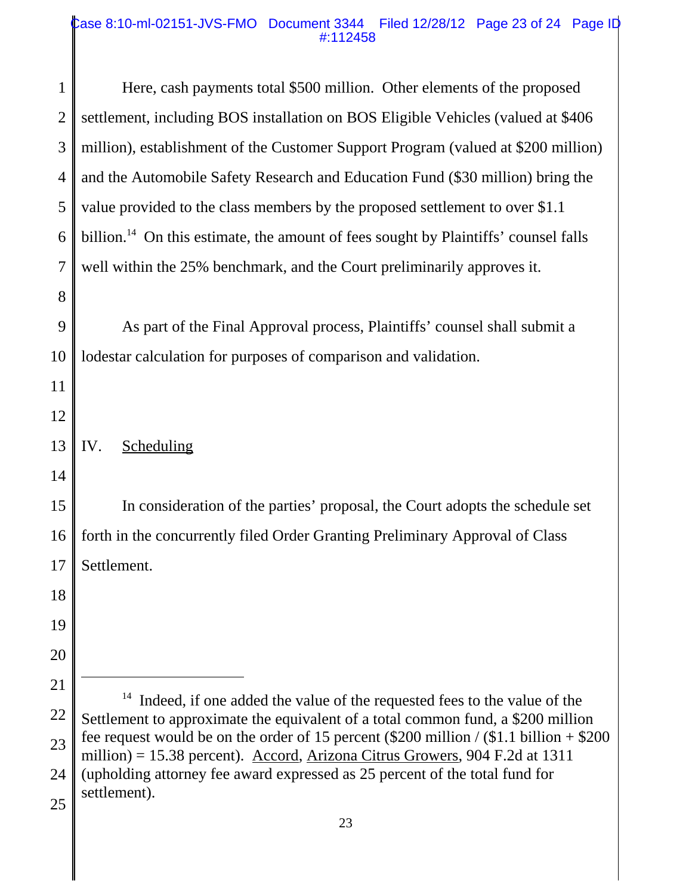Here, cash payments total $500 million. Other elements of the proposed settlement, including BOS installation on BOS Eligible Vehicles (valued at $406 million), establishment of the Customer Support Program (valued at $200 million) and the Automobile Safety Research and Education Fund ($30 million) bring the value provided to the class members by the proposed settlement to over $1.1 billion.[14] On this estimate, the amount of fees sought by Plaintiffs' counsel falls well within the 25% benchmark, and the Court preliminarily approves it.

As part of the Final Approval process, Plaintiffs' counsel shall submit a lodestar calculation for purposes of comparison and validation.

## IV. Scheduling

In consideration of the parties' proposal, the Court adopts the schedule set forth in the concurrently filed Order Granting Preliminary Approval of Class Settlement.

---

[14] Indeed, if one added the value of the requested fees to the value of the Settlement to approximate the equivalent of a total common fund, a $200 million fee request would be on the order of 15 percent ($200 million / ($1.1 billion + $200 million) = 15.38 percent). Accord, Arizona Citrus Growers, 904 F.2d at 1311 (upholding attorney fee award expressed as 25 percent of the total fund for settlement).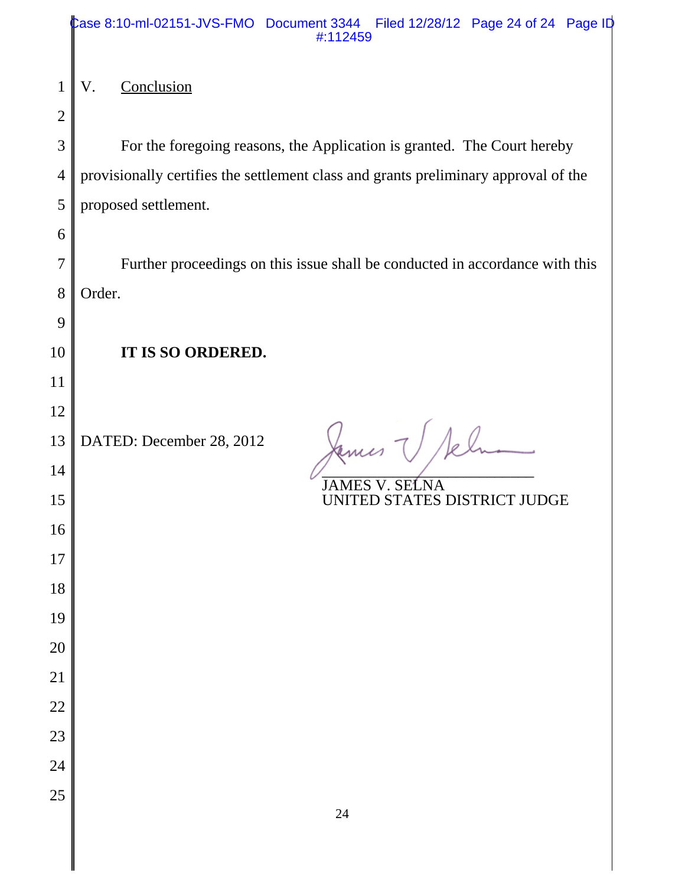## V. Conclusion

For the foregoing reasons, the Application is granted. The Court hereby provisionally certifies the settlement class and grants preliminary approval of the proposed settlement.

Further proceedings on this issue shall be conducted in accordance with this Order.

**IT IS SO ORDERED.**

DATED: December 28, 2012

JAMES V. SELNA
UNITED STATES DISTRICT JUDGE